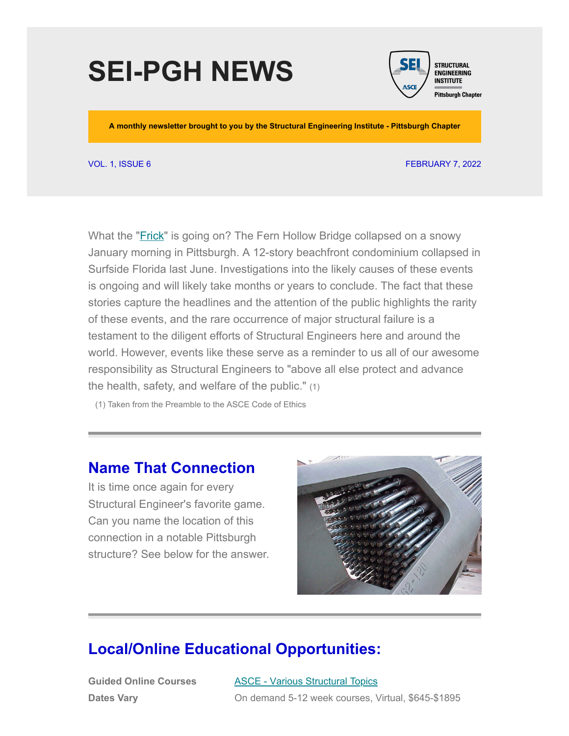# SEI-PGH NEWS

STRUCTURAL ENGINEERING INSTITUTE
Pittsburgh Chapter

**A monthly newsletter brought to you by the Structural Engineering Institute - Pittsburgh Chapter**

VOL. 1, ISSUE 6

FEBRUARY 7, 2022

What the "Frick" is going on? The Fern Hollow Bridge collapsed on a snowy January morning in Pittsburgh. A 12-story beachfront condominium collapsed in Surfside Florida last June. Investigations into the likely causes of these events is ongoing and will likely take months or years to conclude. The fact that these stories capture the headlines and the attention of the public highlights the rarity of these events, and the rare occurrence of major structural failure is a testament to the diligent efforts of Structural Engineers here and around the world. However, events like these serve as a reminder to us all of our awesome responsibility as Structural Engineers to "above all else protect and advance the health, safety, and welfare of the public." (1)

(1) Taken from the Preamble to the ASCE Code of Ethics

## Name That Connection

It is time once again for every Structural Engineer's favorite game. Can you name the location of this connection in a notable Pittsburgh structure? See below for the answer.

## Local/Online Educational Opportunities:

| | |
|---|---|
| **Guided Online Courses** | ASCE - Various Structural Topics |
| **Dates Vary** | On demand 5-12 week courses, Virtual, $645-$1895 |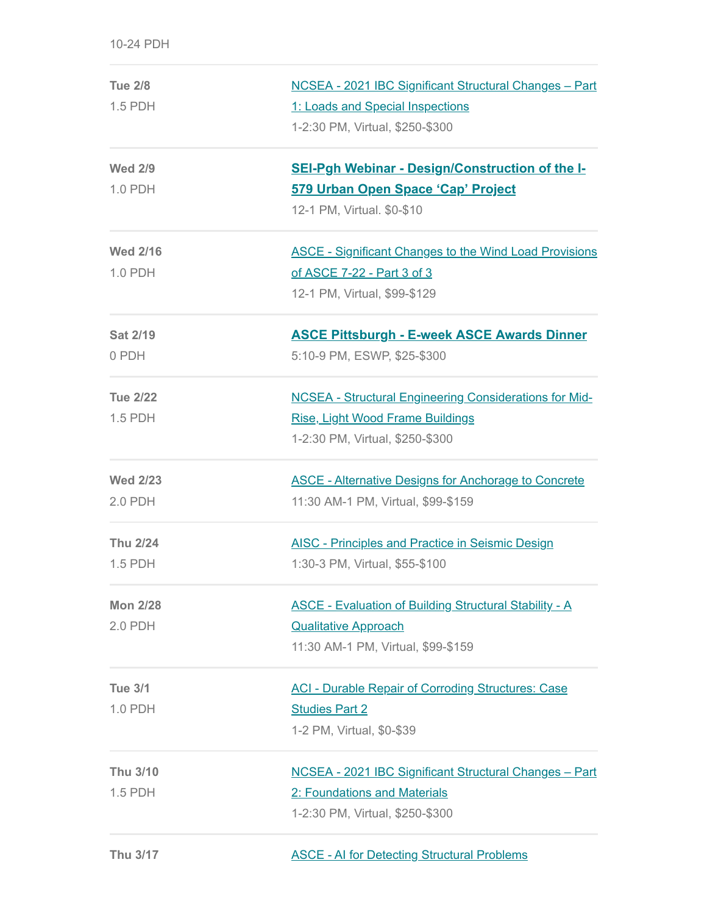10-24 PDH

| | |
|---|---|
| **Tue 2/8**<br>1.5 PDH | NCSEA - 2021 IBC Significant Structural Changes – Part 1: Loads and Special Inspections<br>1-2:30 PM, Virtual, $250-$300 |
| **Wed 2/9**<br>1.0 PDH | **SEI-Pgh Webinar - Design/Construction of the I-579 Urban Open Space 'Cap' Project**<br>12-1 PM, Virtual. $0-$10 |
| **Wed 2/16**<br>1.0 PDH | ASCE - Significant Changes to the Wind Load Provisions of ASCE 7-22 - Part 3 of 3<br>12-1 PM, Virtual, $99-$129 |
| **Sat 2/19**<br>0 PDH | **ASCE Pittsburgh - E-week ASCE Awards Dinner**<br>5:10-9 PM, ESWP, $25-$300 |
| **Tue 2/22**<br>1.5 PDH | NCSEA - Structural Engineering Considerations for Mid-Rise, Light Wood Frame Buildings<br>1-2:30 PM, Virtual, $250-$300 |
| **Wed 2/23**<br>2.0 PDH | ASCE - Alternative Designs for Anchorage to Concrete<br>11:30 AM-1 PM, Virtual, $99-$159 |
| **Thu 2/24**<br>1.5 PDH | AISC - Principles and Practice in Seismic Design<br>1:30-3 PM, Virtual, $55-$100 |
| **Mon 2/28**<br>2.0 PDH | ASCE - Evaluation of Building Structural Stability - A Qualitative Approach<br>11:30 AM-1 PM, Virtual, $99-$159 |
| **Tue 3/1**<br>1.0 PDH | ACI - Durable Repair of Corroding Structures: Case Studies Part 2<br>1-2 PM, Virtual, $0-$39 |
| **Thu 3/10**<br>1.5 PDH | NCSEA - 2021 IBC Significant Structural Changes – Part 2: Foundations and Materials<br>1-2:30 PM, Virtual, $250-$300 |
| **Thu 3/17** | ASCE - AI for Detecting Structural Problems |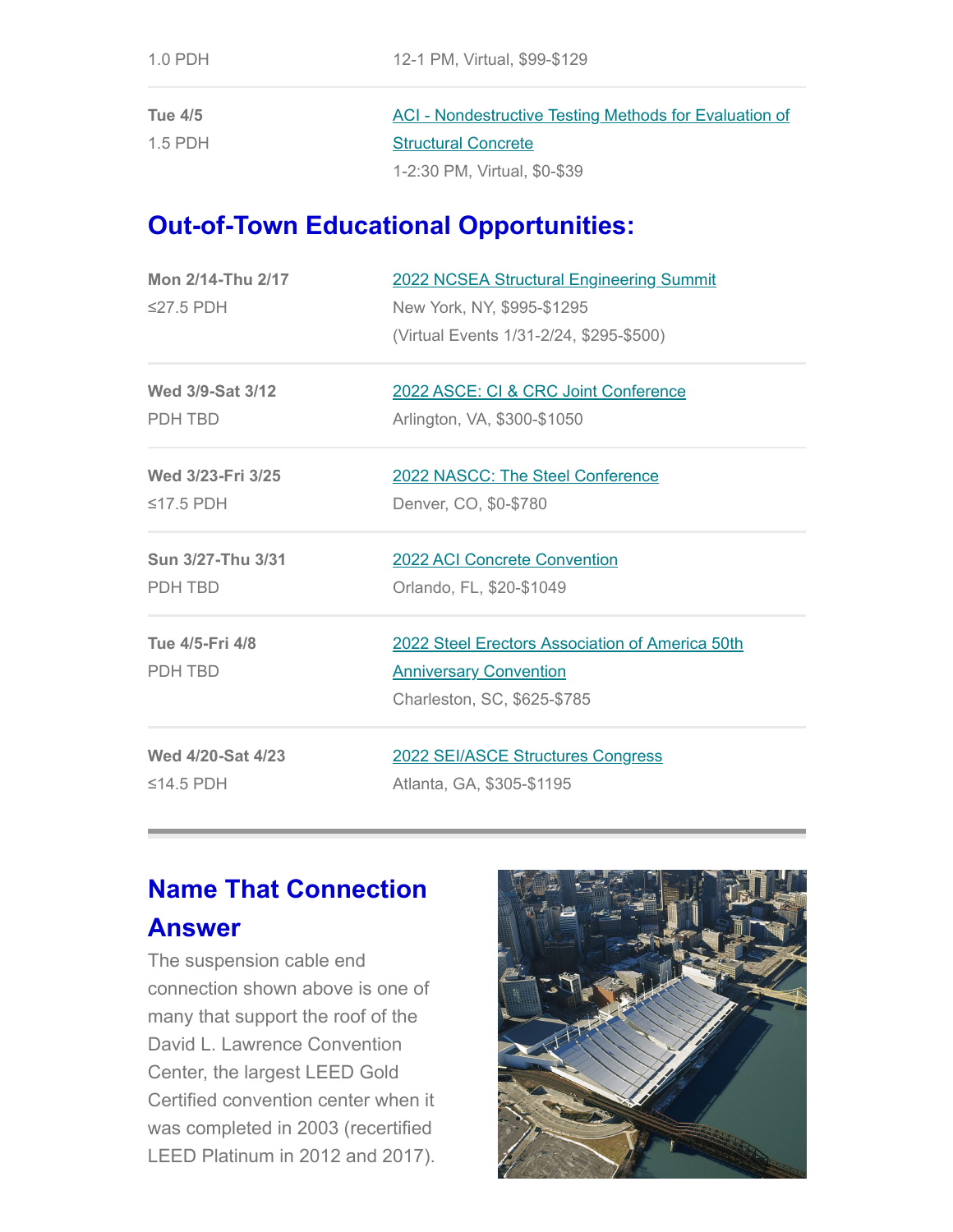| | |
|---|---|
| 1.0 PDH | 12-1 PM, Virtual, $99-$129 |
| **Tue 4/5**<br>1.5 PDH | ACI - Nondestructive Testing Methods for Evaluation of Structural Concrete<br>1-2:30 PM, Virtual, $0-$39 |

## Out-of-Town Educational Opportunities:

| | |
|---|---|
| **Mon 2/14-Thu 2/17**<br>≤27.5 PDH | 2022 NCSEA Structural Engineering Summit<br>New York, NY, $995-$1295<br>(Virtual Events 1/31-2/24, $295-$500) |
| **Wed 3/9-Sat 3/12**<br>PDH TBD | 2022 ASCE: CI & CRC Joint Conference<br>Arlington, VA, $300-$1050 |
| **Wed 3/23-Fri 3/25**<br>≤17.5 PDH | 2022 NASCC: The Steel Conference<br>Denver, CO, $0-$780 |
| **Sun 3/27-Thu 3/31**<br>PDH TBD | 2022 ACI Concrete Convention<br>Orlando, FL, $20-$1049 |
| **Tue 4/5-Fri 4/8**<br>PDH TBD | 2022 Steel Erectors Association of America 50th Anniversary Convention<br>Charleston, SC, $625-$785 |
| **Wed 4/20-Sat 4/23**<br>≤14.5 PDH | 2022 SEI/ASCE Structures Congress<br>Atlanta, GA, $305-$1195 |

## Name That Connection Answer

The suspension cable end connection shown above is one of many that support the roof of the David L. Lawrence Convention Center, the largest LEED Gold Certified convention center when it was completed in 2003 (recertified LEED Platinum in 2012 and 2017).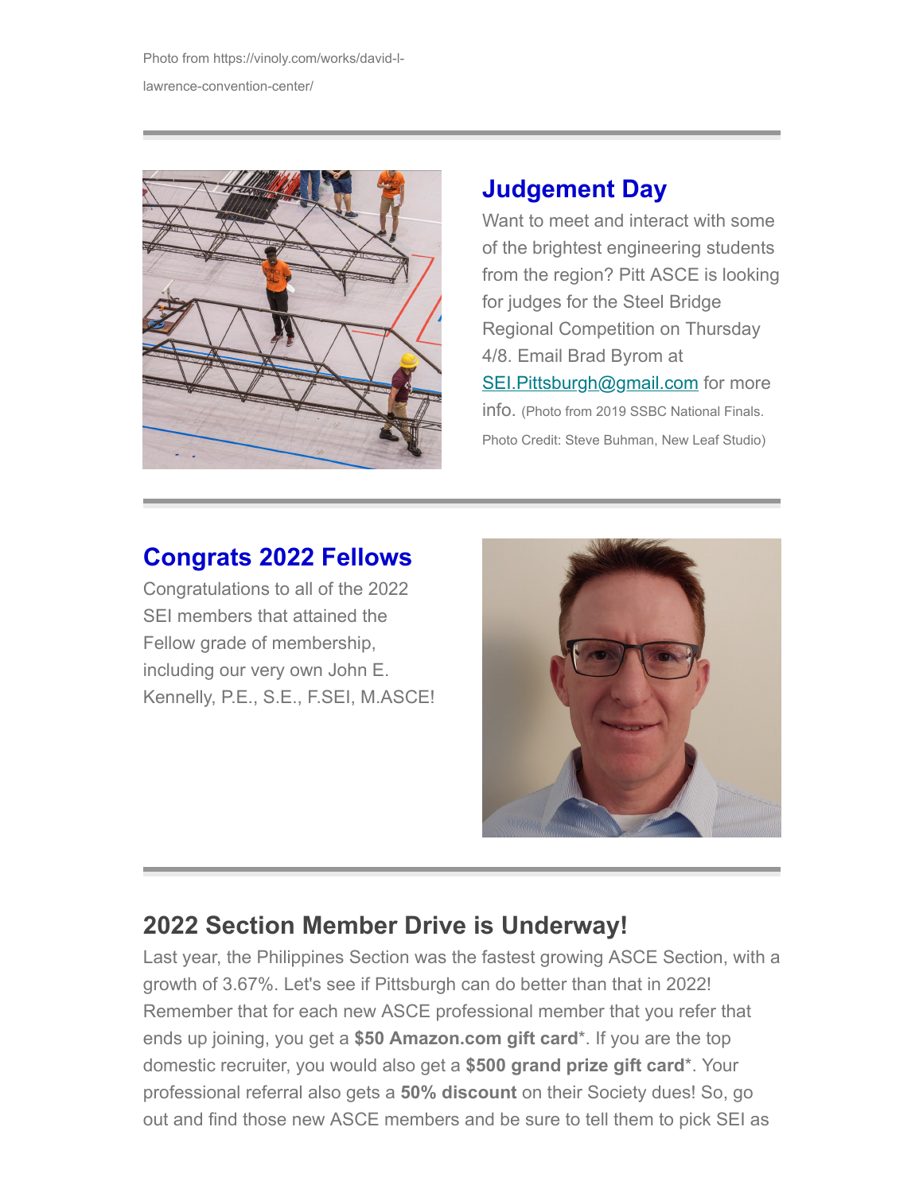Photo from https://vinoly.com/works/david-l-lawrence-convention-center/

---

## Judgement Day

Want to meet and interact with some of the brightest engineering students from the region? Pitt ASCE is looking for judges for the Steel Bridge Regional Competition on Thursday 4/8. Email Brad Byrom at SEI.Pittsburgh@gmail.com for more info. (Photo from 2019 SSBC National Finals. Photo Credit: Steve Buhman, New Leaf Studio)

---

## Congrats 2022 Fellows

Congratulations to all of the 2022 SEI members that attained the Fellow grade of membership, including our very own John E. Kennelly, P.E., S.E., F.SEI, M.ASCE!

---

## 2022 Section Member Drive is Underway!

Last year, the Philippines Section was the fastest growing ASCE Section, with a growth of 3.67%. Let's see if Pittsburgh can do better than that in 2022! Remember that for each new ASCE professional member that you refer that ends up joining, you get a **$50 Amazon.com gift card***. If you are the top domestic recruiter, you would also get a **$500 grand prize gift card***. Your professional referral also gets a **50% discount** on their Society dues! So, go out and find those new ASCE members and be sure to tell them to pick SEI as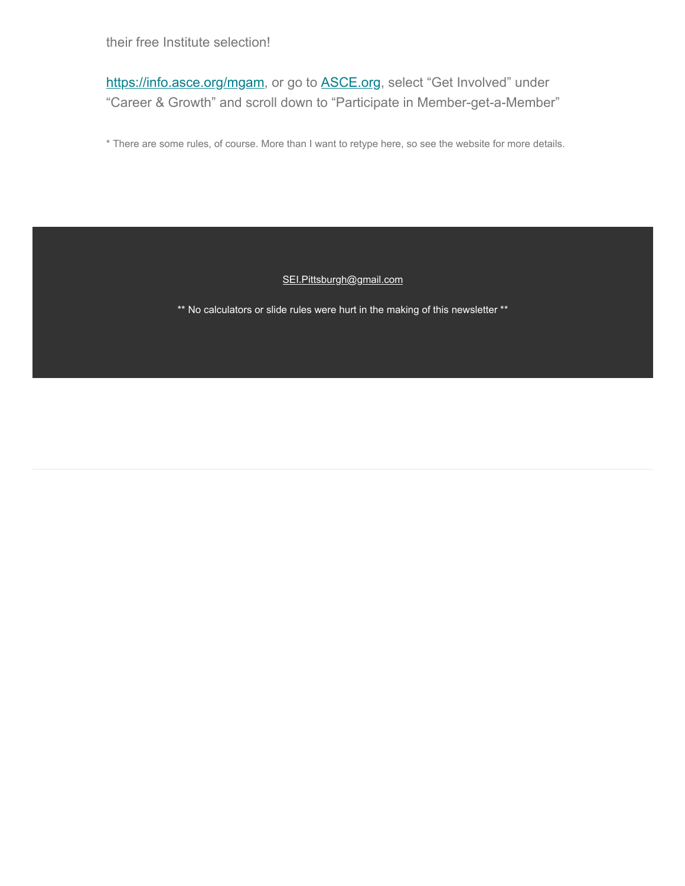their free Institute selection!

https://info.asce.org/mgam, or go to ASCE.org, select “Get Involved” under “Career & Growth” and scroll down to “Participate in Member-get-a-Member”

* There are some rules, of course. More than I want to retype here, so see the website for more details.

SEI.Pittsburgh@gmail.com

** No calculators or slide rules were hurt in the making of this newsletter **